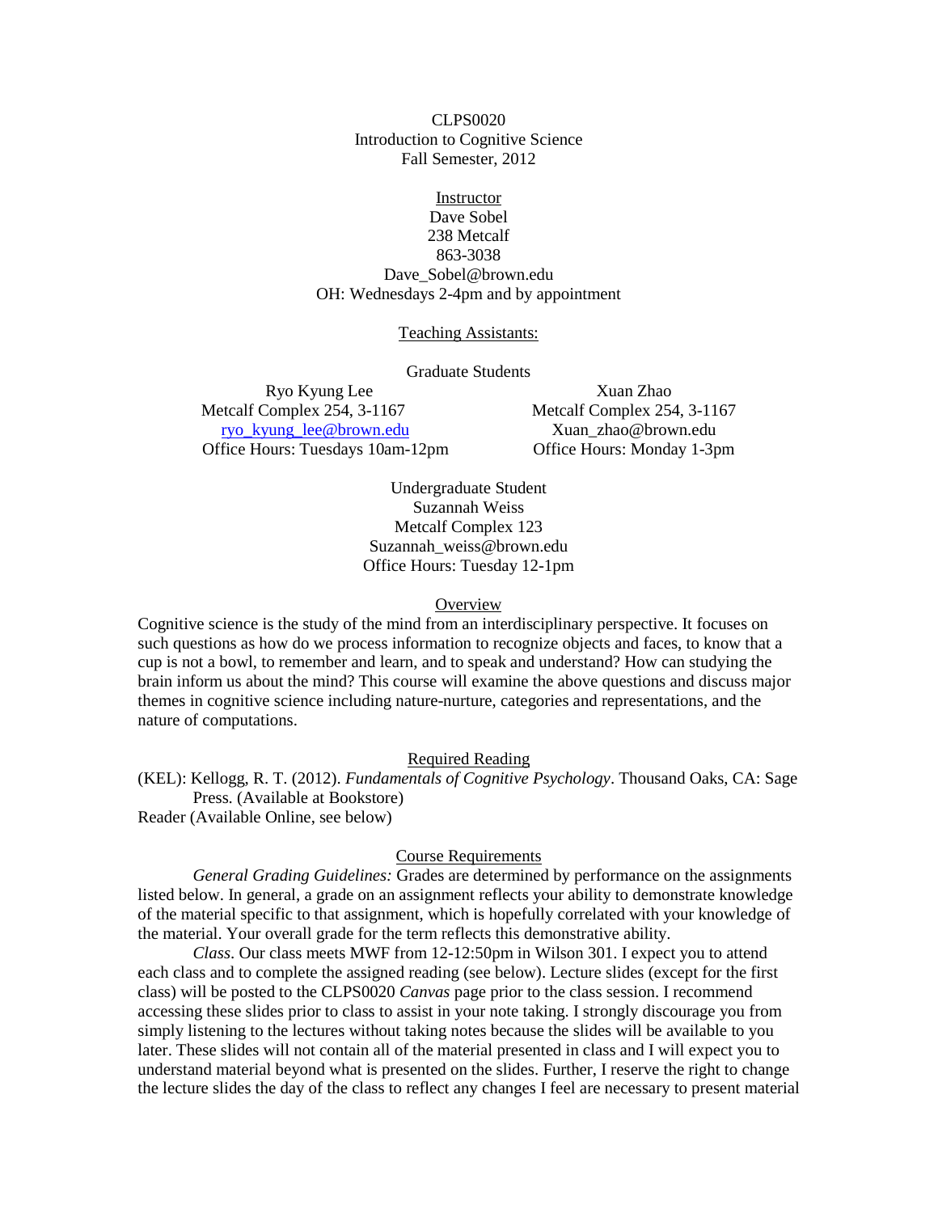CLPS0020
Introduction to Cognitive Science
Fall Semester, 2012

Instructor
Dave Sobel
238 Metcalf
863-3038
Dave_Sobel@brown.edu
OH: Wednesdays 2-4pm and by appointment

Teaching Assistants:

Graduate Students

Ryo Kyung Lee
Metcalf Complex 254, 3-1167
ryo_kyung_lee@brown.edu
Office Hours: Tuesdays 10am-12pm

Xuan Zhao
Metcalf Complex 254, 3-1167
Xuan_zhao@brown.edu
Office Hours: Monday 1-3pm

Undergraduate Student
Suzannah Weiss
Metcalf Complex 123
Suzannah_weiss@brown.edu
Office Hours: Tuesday 12-1pm

## Overview

Cognitive science is the study of the mind from an interdisciplinary perspective. It focuses on such questions as how do we process information to recognize objects and faces, to know that a cup is not a bowl, to remember and learn, and to speak and understand? How can studying the brain inform us about the mind? This course will examine the above questions and discuss major themes in cognitive science including nature-nurture, categories and representations, and the nature of computations.

## Required Reading

(KEL): Kellogg, R. T. (2012). *Fundamentals of Cognitive Psychology*. Thousand Oaks, CA: Sage Press. (Available at Bookstore)
Reader (Available Online, see below)

## Course Requirements

*General Grading Guidelines:* Grades are determined by performance on the assignments listed below. In general, a grade on an assignment reflects your ability to demonstrate knowledge of the material specific to that assignment, which is hopefully correlated with your knowledge of the material. Your overall grade for the term reflects this demonstrative ability.

*Class*. Our class meets MWF from 12-12:50pm in Wilson 301. I expect you to attend each class and to complete the assigned reading (see below). Lecture slides (except for the first class) will be posted to the CLPS0020 *Canvas* page prior to the class session. I recommend accessing these slides prior to class to assist in your note taking. I strongly discourage you from simply listening to the lectures without taking notes because the slides will be available to you later. These slides will not contain all of the material presented in class and I will expect you to understand material beyond what is presented on the slides. Further, I reserve the right to change the lecture slides the day of the class to reflect any changes I feel are necessary to present material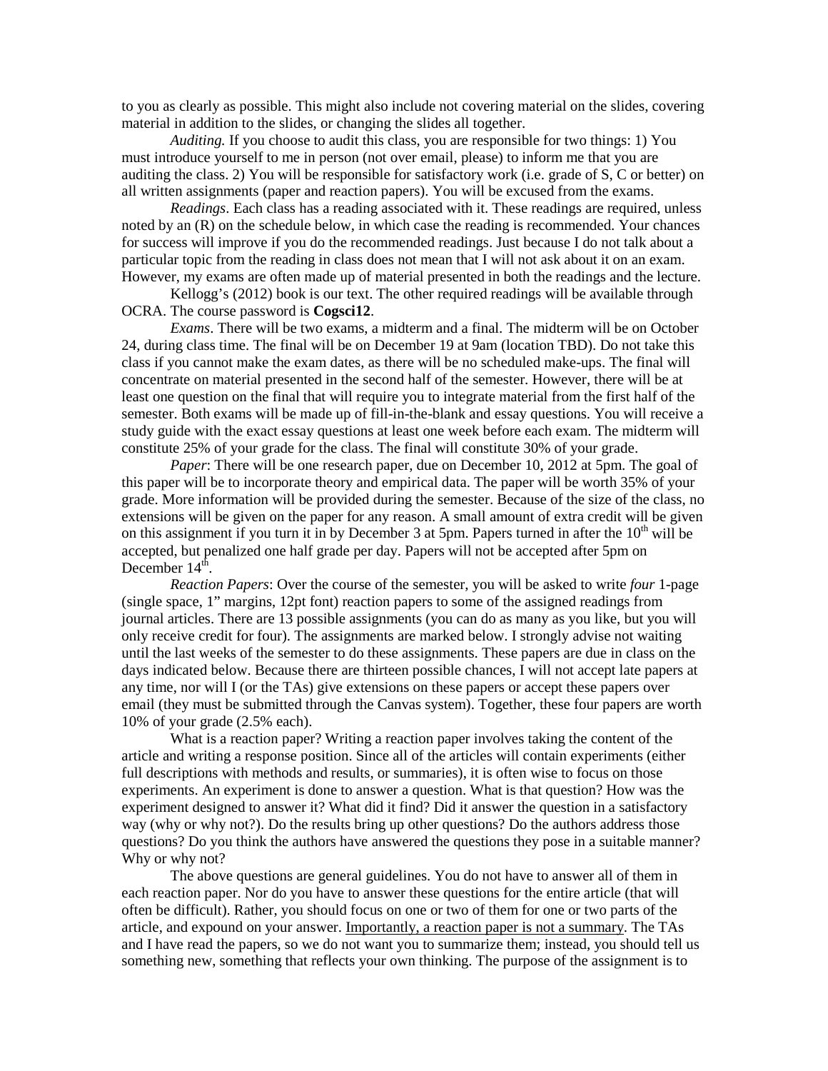to you as clearly as possible. This might also include not covering material on the slides, covering material in addition to the slides, or changing the slides all together.

*Auditing.* If you choose to audit this class, you are responsible for two things: 1) You must introduce yourself to me in person (not over email, please) to inform me that you are auditing the class. 2) You will be responsible for satisfactory work (i.e. grade of S, C or better) on all written assignments (paper and reaction papers). You will be excused from the exams.

*Readings*. Each class has a reading associated with it. These readings are required, unless noted by an (R) on the schedule below, in which case the reading is recommended. Your chances for success will improve if you do the recommended readings. Just because I do not talk about a particular topic from the reading in class does not mean that I will not ask about it on an exam. However, my exams are often made up of material presented in both the readings and the lecture.

Kellogg's (2012) book is our text. The other required readings will be available through OCRA. The course password is **Cogsci12**.

*Exams*. There will be two exams, a midterm and a final. The midterm will be on October 24, during class time. The final will be on December 19 at 9am (location TBD). Do not take this class if you cannot make the exam dates, as there will be no scheduled make-ups. The final will concentrate on material presented in the second half of the semester. However, there will be at least one question on the final that will require you to integrate material from the first half of the semester. Both exams will be made up of fill-in-the-blank and essay questions. You will receive a study guide with the exact essay questions at least one week before each exam. The midterm will constitute 25% of your grade for the class. The final will constitute 30% of your grade.

*Paper*: There will be one research paper, due on December 10, 2012 at 5pm. The goal of this paper will be to incorporate theory and empirical data. The paper will be worth 35% of your grade. More information will be provided during the semester. Because of the size of the class, no extensions will be given on the paper for any reason. A small amount of extra credit will be given on this assignment if you turn it in by December 3 at 5pm. Papers turned in after the 10th will be accepted, but penalized one half grade per day. Papers will not be accepted after 5pm on December 14th.

*Reaction Papers*: Over the course of the semester, you will be asked to write *four* 1-page (single space, 1" margins, 12pt font) reaction papers to some of the assigned readings from journal articles. There are 13 possible assignments (you can do as many as you like, but you will only receive credit for four). The assignments are marked below. I strongly advise not waiting until the last weeks of the semester to do these assignments. These papers are due in class on the days indicated below. Because there are thirteen possible chances, I will not accept late papers at any time, nor will I (or the TAs) give extensions on these papers or accept these papers over email (they must be submitted through the Canvas system). Together, these four papers are worth 10% of your grade (2.5% each).

What is a reaction paper? Writing a reaction paper involves taking the content of the article and writing a response position. Since all of the articles will contain experiments (either full descriptions with methods and results, or summaries), it is often wise to focus on those experiments. An experiment is done to answer a question. What is that question? How was the experiment designed to answer it? What did it find? Did it answer the question in a satisfactory way (why or why not?). Do the results bring up other questions? Do the authors address those questions? Do you think the authors have answered the questions they pose in a suitable manner? Why or why not?

The above questions are general guidelines. You do not have to answer all of them in each reaction paper. Nor do you have to answer these questions for the entire article (that will often be difficult). Rather, you should focus on one or two of them for one or two parts of the article, and expound on your answer. <u>Importantly, a reaction paper is not a summary</u>. The TAs and I have read the papers, so we do not want you to summarize them; instead, you should tell us something new, something that reflects your own thinking. The purpose of the assignment is to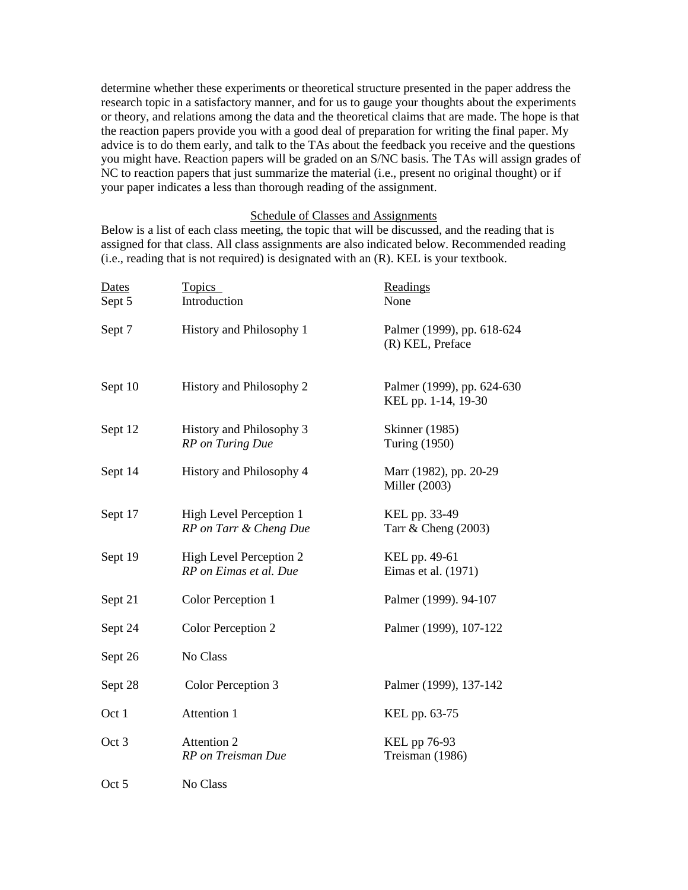determine whether these experiments or theoretical structure presented in the paper address the research topic in a satisfactory manner, and for us to gauge your thoughts about the experiments or theory, and relations among the data and the theoretical claims that are made. The hope is that the reaction papers provide you with a good deal of preparation for writing the final paper. My advice is to do them early, and talk to the TAs about the feedback you receive and the questions you might have. Reaction papers will be graded on an S/NC basis. The TAs will assign grades of NC to reaction papers that just summarize the material (i.e., present no original thought) or if your paper indicates a less than thorough reading of the assignment.

## Schedule of Classes and Assignments

Below is a list of each class meeting, the topic that will be discussed, and the reading that is assigned for that class. All class assignments are also indicated below. Recommended reading (i.e., reading that is not required) is designated with an (R). KEL is your textbook.

| Dates | Topics | Readings |
|---|---|---|
| Sept 5 | Introduction | None |
| Sept 7 | History and Philosophy 1 | Palmer (1999), pp. 618-624<br>(R) KEL, Preface |
| Sept 10 | History and Philosophy 2 | Palmer (1999), pp. 624-630<br>KEL pp. 1-14, 19-30 |
| Sept 12 | History and Philosophy 3<br>*RP on Turing Due* | Skinner (1985)<br>Turing (1950) |
| Sept 14 | History and Philosophy 4 | Marr (1982), pp. 20-29<br>Miller (2003) |
| Sept 17 | High Level Perception 1<br>*RP on Tarr & Cheng Due* | KEL pp. 33-49<br>Tarr & Cheng (2003) |
| Sept 19 | High Level Perception 2<br>*RP on Eimas et al. Due* | KEL pp. 49-61<br>Eimas et al. (1971) |
| Sept 21 | Color Perception 1 | Palmer (1999). 94-107 |
| Sept 24 | Color Perception 2 | Palmer (1999), 107-122 |
| Sept 26 | No Class | |
| Sept 28 | Color Perception 3 | Palmer (1999), 137-142 |
| Oct 1 | Attention 1 | KEL pp. 63-75 |
| Oct 3 | Attention 2<br>*RP on Treisman Due* | KEL pp 76-93<br>Treisman (1986) |
| Oct 5 | No Class | |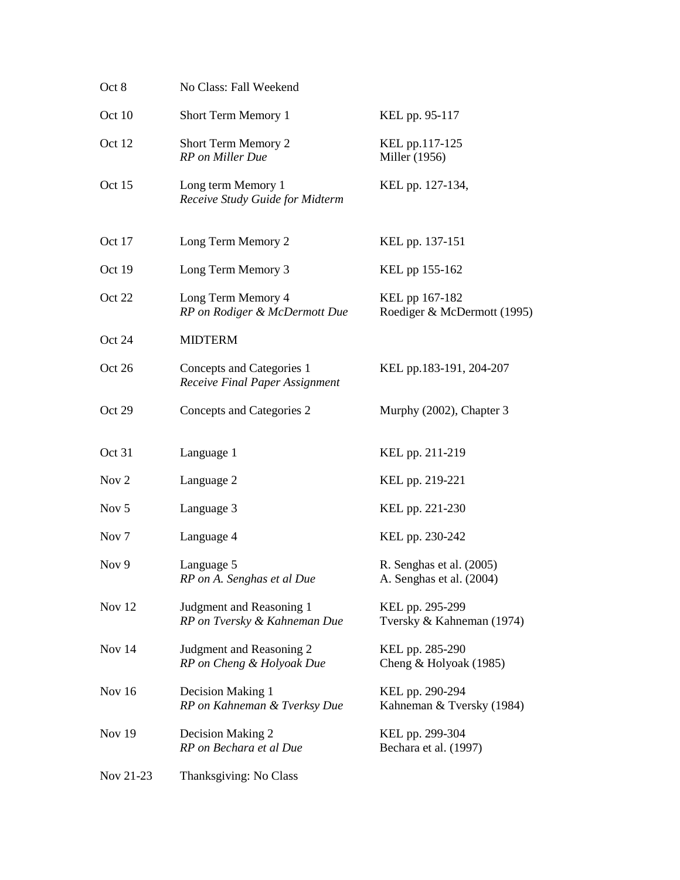| | | |
|---|---|---|
| Oct 8 | No Class: Fall Weekend | |
| Oct 10 | Short Term Memory 1 | KEL pp. 95-117 |
| Oct 12 | Short Term Memory 2<br>*RP on Miller Due* | KEL pp.117-125<br>Miller (1956) |
| Oct 15 | Long term Memory 1<br>*Receive Study Guide for Midterm* | KEL pp. 127-134, |
| Oct 17 | Long Term Memory 2 | KEL pp. 137-151 |
| Oct 19 | Long Term Memory 3 | KEL pp 155-162 |
| Oct 22 | Long Term Memory 4<br>*RP on Rodiger & McDermott Due* | KEL pp 167-182<br>Roediger & McDermott (1995) |
| Oct 24 | MIDTERM | |
| Oct 26 | Concepts and Categories 1<br>*Receive Final Paper Assignment* | KEL pp.183-191, 204-207 |
| Oct 29 | Concepts and Categories 2 | Murphy (2002), Chapter 3 |
| Oct 31 | Language 1 | KEL pp. 211-219 |
| Nov 2 | Language 2 | KEL pp. 219-221 |
| Nov 5 | Language 3 | KEL pp. 221-230 |
| Nov 7 | Language 4 | KEL pp. 230-242 |
| Nov 9 | Language 5<br>*RP on A. Senghas et al Due* | R. Senghas et al. (2005)<br>A. Senghas et al. (2004) |
| Nov 12 | Judgment and Reasoning 1<br>*RP on Tversky & Kahneman Due* | KEL pp. 295-299<br>Tversky & Kahneman (1974) |
| Nov 14 | Judgment and Reasoning 2<br>*RP on Cheng & Holyoak Due* | KEL pp. 285-290<br>Cheng & Holyoak (1985) |
| Nov 16 | Decision Making 1<br>*RP on Kahneman & Tverksy Due* | KEL pp. 290-294<br>Kahneman & Tversky (1984) |
| Nov 19 | Decision Making 2<br>*RP on Bechara et al Due* | KEL pp. 299-304<br>Bechara et al. (1997) |
| Nov 21-23 | Thanksgiving: No Class | |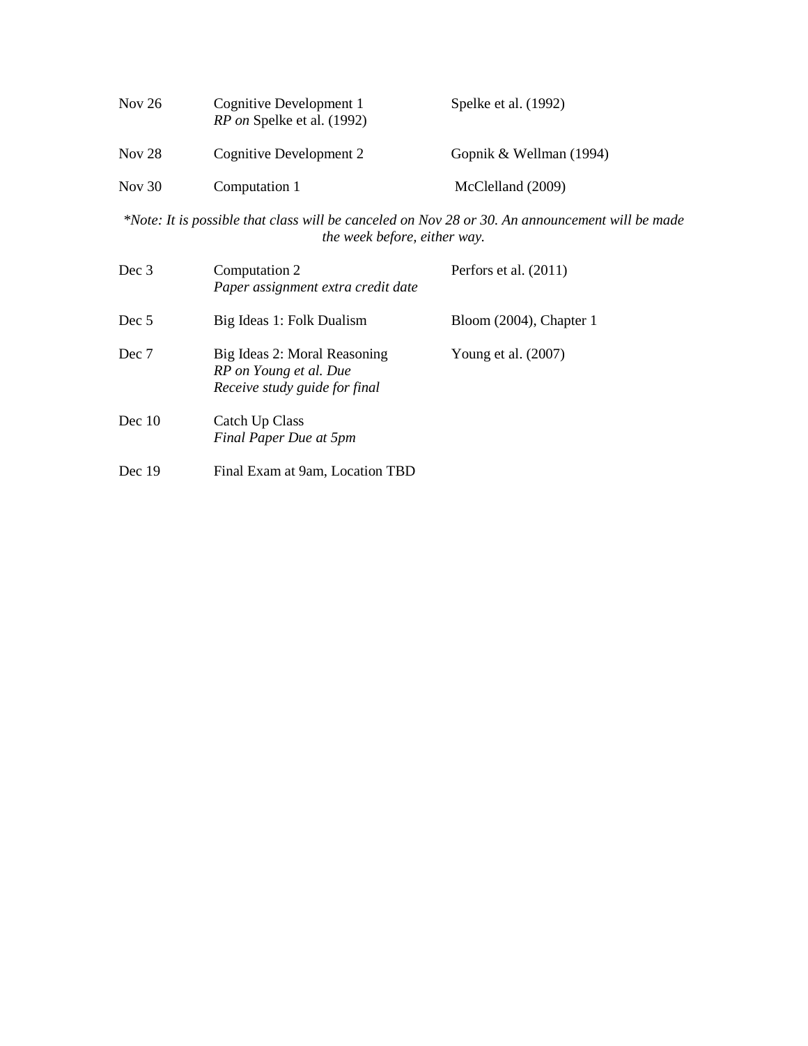| | | |
|---|---|---|
| Nov 26 | Cognitive Development 1<br>*RP on* Spelke et al. (1992) | Spelke et al. (1992) |
| Nov 28 | Cognitive Development 2 | Gopnik & Wellman (1994) |
| Nov 30 | Computation 1 | McClelland (2009) |

*\*Note: It is possible that class will be canceled on Nov 28 or 30. An announcement will be made the week before, either way.*

| | | |
|---|---|---|
| Dec 3 | Computation 2<br>*Paper assignment extra credit date* | Perfors et al. (2011) |
| Dec 5 | Big Ideas 1: Folk Dualism | Bloom (2004), Chapter 1 |
| Dec 7 | Big Ideas 2: Moral Reasoning<br>*RP on Young et al. Due*<br>*Receive study guide for final* | Young et al. (2007) |
| Dec 10 | Catch Up Class<br>*Final Paper Due at 5pm* | |
| Dec 19 | Final Exam at 9am, Location TBD | |